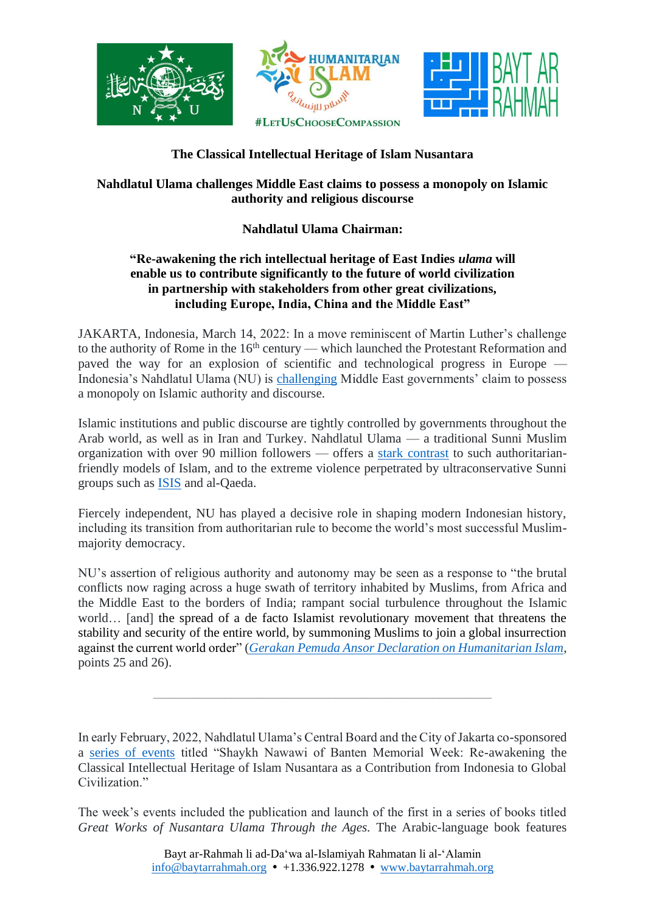**The Classical Intellectual Heritage of Islam Nusantara**

**Nahdlatul Ulama challenges Middle East claims to possess a monopoly on Islamic authority and religious discourse**

**Nahdlatul Ulama Chairman:**

**"Re-awakening the rich intellectual heritage of East Indies *ulama* will enable us to contribute significantly to the future of world civilization in partnership with stakeholders from other great civilizations, including Europe, India, China and the Middle East"**

JAKARTA, Indonesia, March 14, 2022: In a move reminiscent of Martin Luther's challenge to the authority of Rome in the 16th century — which launched the Protestant Reformation and paved the way for an explosion of scientific and technological progress in Europe — Indonesia's Nahdlatul Ulama (NU) is challenging Middle East governments' claim to possess a monopoly on Islamic authority and discourse.

Islamic institutions and public discourse are tightly controlled by governments throughout the Arab world, as well as in Iran and Turkey. Nahdlatul Ulama — a traditional Sunni Muslim organization with over 90 million followers — offers a stark contrast to such authoritarian-friendly models of Islam, and to the extreme violence perpetrated by ultraconservative Sunni groups such as ISIS and al-Qaeda.

Fiercely independent, NU has played a decisive role in shaping modern Indonesian history, including its transition from authoritarian rule to become the world's most successful Muslim-majority democracy.

NU's assertion of religious authority and autonomy may be seen as a response to "the brutal conflicts now raging across a huge swath of territory inhabited by Muslims, from Africa and the Middle East to the borders of India; rampant social turbulence throughout the Islamic world… [and] the spread of a de facto Islamist revolutionary movement that threatens the stability and security of the entire world, by summoning Muslims to join a global insurrection against the current world order" (*Gerakan Pemuda Ansor Declaration on Humanitarian Islam*, points 25 and 26).

---

In early February, 2022, Nahdlatul Ulama's Central Board and the City of Jakarta co-sponsored a series of events titled "Shaykh Nawawi of Banten Memorial Week: Re-awakening the Classical Intellectual Heritage of Islam Nusantara as a Contribution from Indonesia to Global Civilization."

The week's events included the publication and launch of the first in a series of books titled *Great Works of Nusantara Ulama Through the Ages.* The Arabic-language book features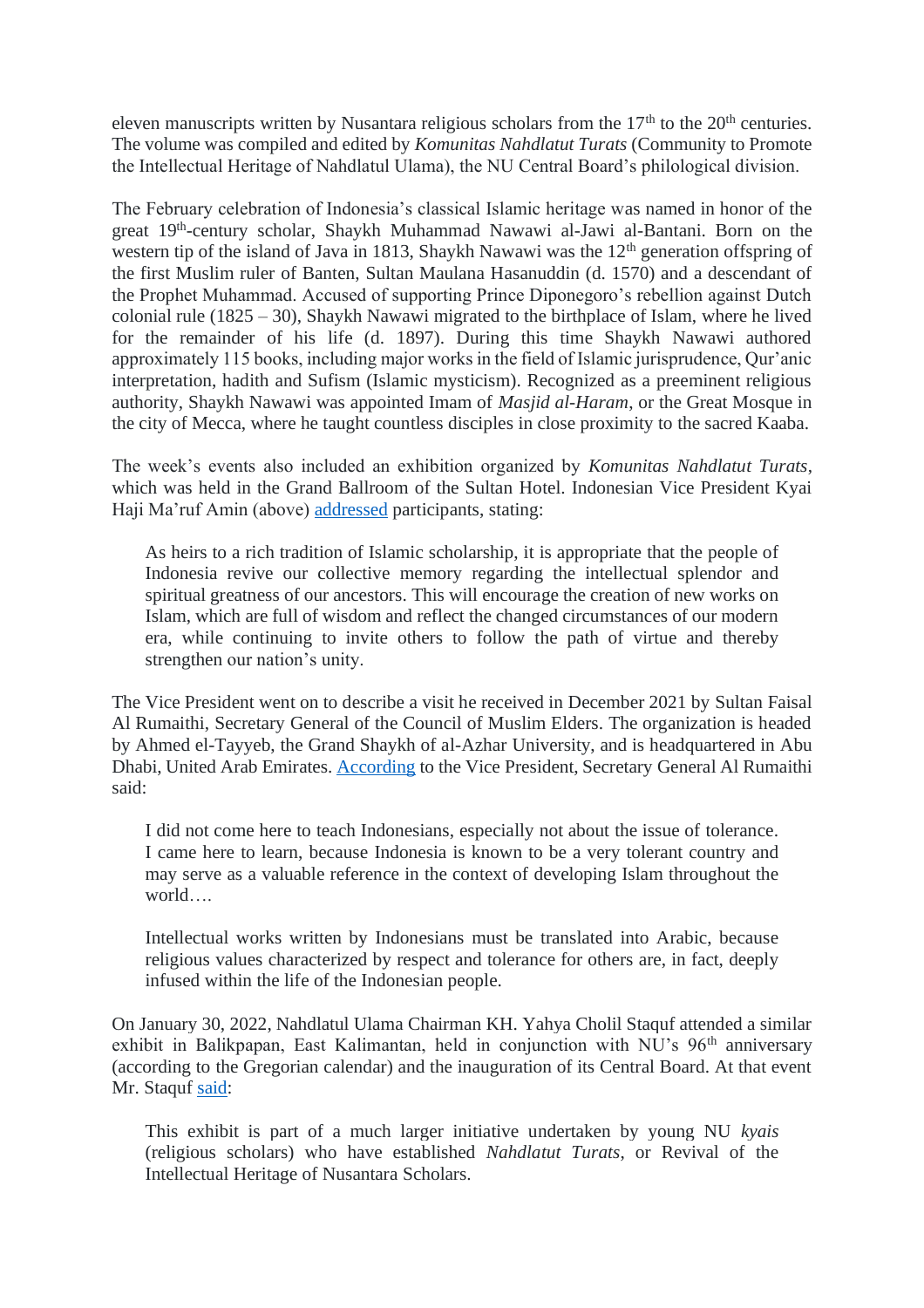eleven manuscripts written by Nusantara religious scholars from the 17th to the 20th centuries. The volume was compiled and edited by *Komunitas Nahdlatut Turats* (Community to Promote the Intellectual Heritage of Nahdlatul Ulama), the NU Central Board's philological division.

The February celebration of Indonesia's classical Islamic heritage was named in honor of the great 19th-century scholar, Shaykh Muhammad Nawawi al-Jawi al-Bantani. Born on the western tip of the island of Java in 1813, Shaykh Nawawi was the 12th generation offspring of the first Muslim ruler of Banten, Sultan Maulana Hasanuddin (d. 1570) and a descendant of the Prophet Muhammad. Accused of supporting Prince Diponegoro's rebellion against Dutch colonial rule (1825 – 30), Shaykh Nawawi migrated to the birthplace of Islam, where he lived for the remainder of his life (d. 1897). During this time Shaykh Nawawi authored approximately 115 books, including major works in the field of Islamic jurisprudence, Qur'anic interpretation, hadith and Sufism (Islamic mysticism). Recognized as a preeminent religious authority, Shaykh Nawawi was appointed Imam of *Masjid al-Haram*, or the Great Mosque in the city of Mecca, where he taught countless disciples in close proximity to the sacred Kaaba.

The week's events also included an exhibition organized by *Komunitas Nahdlatut Turats*, which was held in the Grand Ballroom of the Sultan Hotel. Indonesian Vice President Kyai Haji Ma'ruf Amin (above) addressed participants, stating:

> As heirs to a rich tradition of Islamic scholarship, it is appropriate that the people of Indonesia revive our collective memory regarding the intellectual splendor and spiritual greatness of our ancestors. This will encourage the creation of new works on Islam, which are full of wisdom and reflect the changed circumstances of our modern era, while continuing to invite others to follow the path of virtue and thereby strengthen our nation's unity.

The Vice President went on to describe a visit he received in December 2021 by Sultan Faisal Al Rumaithi, Secretary General of the Council of Muslim Elders. The organization is headed by Ahmed el-Tayyeb, the Grand Shaykh of al-Azhar University, and is headquartered in Abu Dhabi, United Arab Emirates. According to the Vice President, Secretary General Al Rumaithi said:

> I did not come here to teach Indonesians, especially not about the issue of tolerance. I came here to learn, because Indonesia is known to be a very tolerant country and may serve as a valuable reference in the context of developing Islam throughout the world….
>
> Intellectual works written by Indonesians must be translated into Arabic, because religious values characterized by respect and tolerance for others are, in fact, deeply infused within the life of the Indonesian people.

On January 30, 2022, Nahdlatul Ulama Chairman KH. Yahya Cholil Staquf attended a similar exhibit in Balikpapan, East Kalimantan, held in conjunction with NU's 96th anniversary (according to the Gregorian calendar) and the inauguration of its Central Board. At that event Mr. Staquf said:

> This exhibit is part of a much larger initiative undertaken by young NU *kyais* (religious scholars) who have established *Nahdlatut Turats*, or Revival of the Intellectual Heritage of Nusantara Scholars.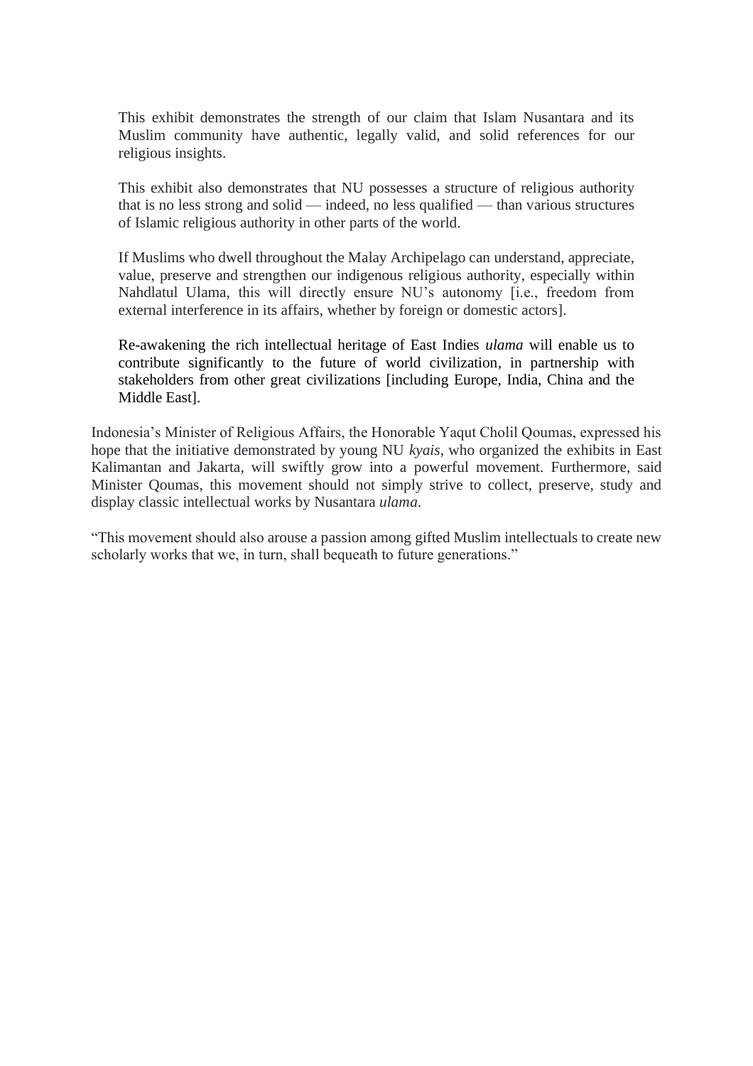> This exhibit demonstrates the strength of our claim that Islam Nusantara and its Muslim community have authentic, legally valid, and solid references for our religious insights.
>
> This exhibit also demonstrates that NU possesses a structure of religious authority that is no less strong and solid — indeed, no less qualified — than various structures of Islamic religious authority in other parts of the world.
>
> If Muslims who dwell throughout the Malay Archipelago can understand, appreciate, value, preserve and strengthen our indigenous religious authority, especially within Nahdlatul Ulama, this will directly ensure NU's autonomy [i.e., freedom from external interference in its affairs, whether by foreign or domestic actors].
>
> Re-awakening the rich intellectual heritage of East Indies *ulama* will enable us to contribute significantly to the future of world civilization, in partnership with stakeholders from other great civilizations [including Europe, India, China and the Middle East].

Indonesia's Minister of Religious Affairs, the Honorable Yaqut Cholil Qoumas, expressed his hope that the initiative demonstrated by young NU *kyais*, who organized the exhibits in East Kalimantan and Jakarta, will swiftly grow into a powerful movement. Furthermore, said Minister Qoumas, this movement should not simply strive to collect, preserve, study and display classic intellectual works by Nusantara *ulama*.

"This movement should also arouse a passion among gifted Muslim intellectuals to create new scholarly works that we, in turn, shall bequeath to future generations."